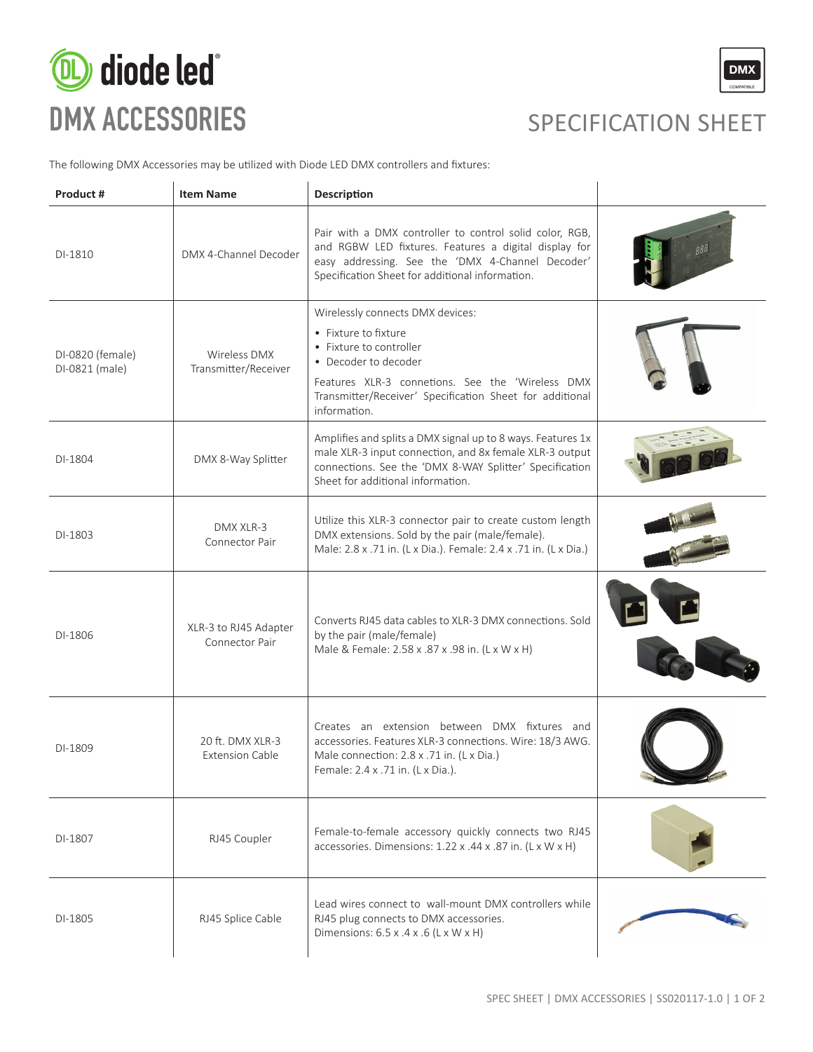# diode led

# DMX ACCESSORIES

## SPECIFICATION SHEET

The following DMX Accessories may be utilized with Diode LED DMX controllers and fixtures:

| Product # | Item Name | Description |
|---|---|---|
| DI-1810 | DMX 4-Channel Decoder | Pair with a DMX controller to control solid color, RGB, and RGBW LED fixtures. Features a digital display for easy addressing. See the 'DMX 4-Channel Decoder' Specification Sheet for additional information. |
| DI-0820 (female)<br>DI-0821 (male) | Wireless DMX Transmitter/Receiver | Wirelessly connects DMX devices:<br>• Fixture to fixture<br>• Fixture to controller<br>• Decoder to decoder<br>Features XLR-3 connetions. See the 'Wireless DMX Transmitter/Receiver' Specification Sheet for additional information. |
| DI-1804 | DMX 8-Way Splitter | Amplifies and splits a DMX signal up to 8 ways. Features 1x male XLR-3 input connection, and 8x female XLR-3 output connections. See the 'DMX 8-WAY Splitter' Specification Sheet for additional information. |
| DI-1803 | DMX XLR-3 Connector Pair | Utilize this XLR-3 connector pair to create custom length DMX extensions. Sold by the pair (male/female).<br>Male: 2.8 x .71 in. (L x Dia.). Female: 2.4 x .71 in. (L x Dia.) |
| DI-1806 | XLR-3 to RJ45 Adapter Connector Pair | Converts RJ45 data cables to XLR-3 DMX connections. Sold by the pair (male/female)<br>Male & Female: 2.58 x .87 x .98 in. (L x W x H) |
| DI-1809 | 20 ft. DMX XLR-3 Extension Cable | Creates an extension between DMX fixtures and accessories. Features XLR-3 connections. Wire: 18/3 AWG.<br>Male connection: 2.8 x .71 in. (L x Dia.)<br>Female: 2.4 x .71 in. (L x Dia.). |
| DI-1807 | RJ45 Coupler | Female-to-female accessory quickly connects two RJ45 accessories. Dimensions: 1.22 x .44 x .87 in. (L x W x H) |
| DI-1805 | RJ45 Splice Cable | Lead wires connect to wall-mount DMX controllers while RJ45 plug connects to DMX accessories.<br>Dimensions: 6.5 x .4 x .6 (L x W x H) |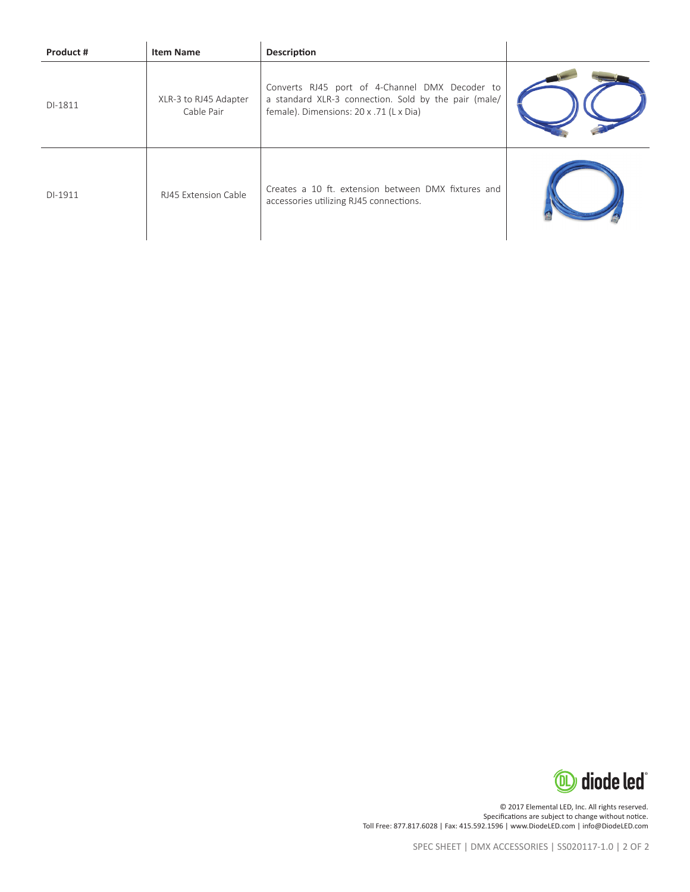| Product # | Item Name | Description | |
|---|---|---|---|
| DI-1811 | XLR-3 to RJ45 Adapter Cable Pair | Converts RJ45 port of 4-Channel DMX Decoder to a standard XLR-3 connection. Sold by the pair (male/female). Dimensions: 20 x .71 (L x Dia) | |
| DI-1911 | RJ45 Extension Cable | Creates a 10 ft. extension between DMX fixtures and accessories utilizing RJ45 connections. | |

diode led®

© 2017 Elemental LED, Inc. All rights reserved.
Specifications are subject to change without notice.
Toll Free: 877.817.6028 | Fax: 415.592.1596 | www.DiodeLED.com | info@DiodeLED.com